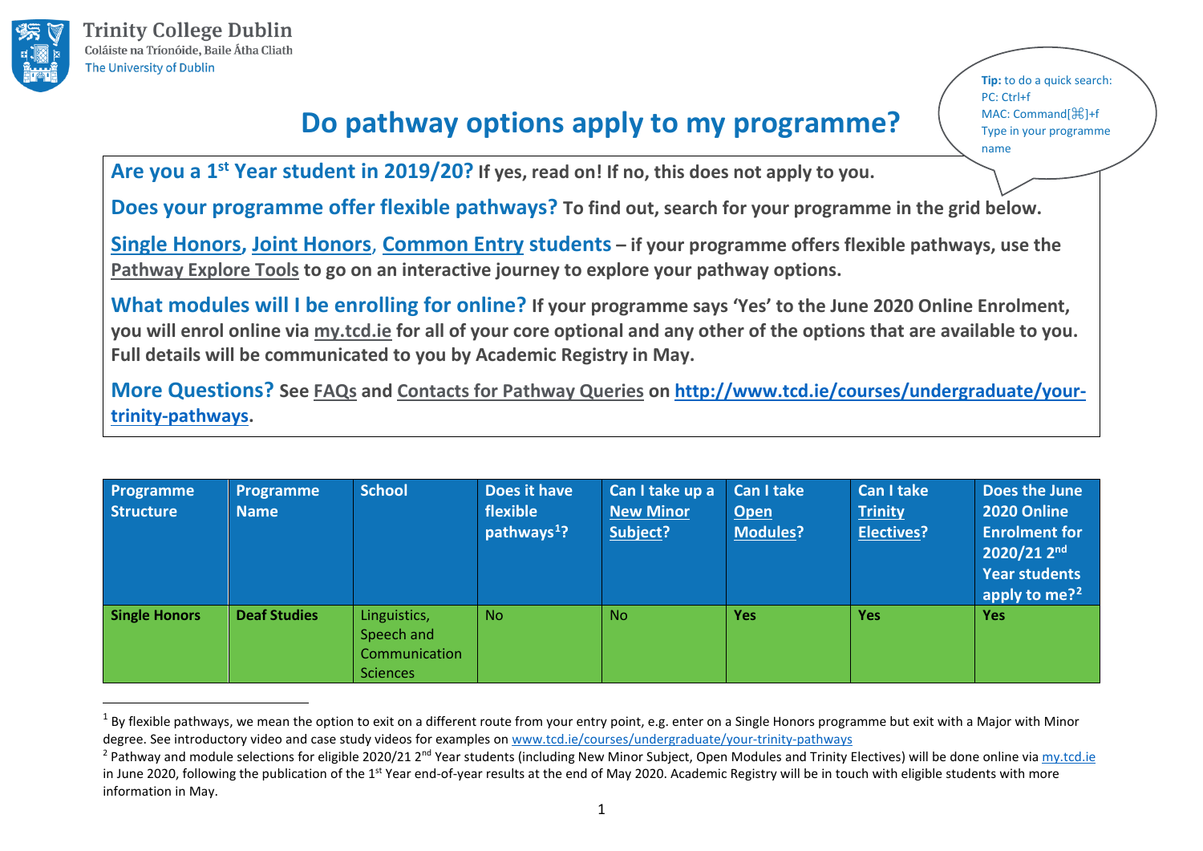Trinity College Dublin
Coláiste na Tríonóide, Baile Átha Cliath
The University of Dublin

**Tip:** to do a quick search:
PC: Ctrl+f
MAC: Command[⌘]+f
Type in your programme name

# Do pathway options apply to my programme?

**Are you a 1st Year student in 2019/20?** **If yes, read on! If no, this does not apply to you.**

**Does your programme offer flexible pathways?** **To find out, search for your programme in the grid below.**

**Single Honors, Joint Honors, Common Entry students – if your programme offers flexible pathways, use the Pathway Explore Tools to go on an interactive journey to explore your pathway options.**

**What modules will I be enrolling for online?** **If your programme says 'Yes' to the June 2020 Online Enrolment, you will enrol online via my.tcd.ie for all of your core optional and any other of the options that are available to you. Full details will be communicated to you by Academic Registry in May.**

**More Questions?** **See FAQs and Contacts for Pathway Queries on http://www.tcd.ie/courses/undergraduate/your-trinity-pathways.**

| Programme Structure | Programme Name | School | Does it have flexible pathways[1]? | Can I take up a New Minor Subject? | Can I take Open Modules? | Can I take Trinity Electives? | Does the June 2020 Online Enrolment for 2020/21 2nd Year students apply to me?[2] |
|---|---|---|---|---|---|---|---|
| **Single Honors** | **Deaf Studies** | Linguistics, Speech and Communication Sciences | No | No | **Yes** | **Yes** | **Yes** |

[1] By flexible pathways, we mean the option to exit on a different route from your entry point, e.g. enter on a Single Honors programme but exit with a Major with Minor degree. See introductory video and case study videos for examples on www.tcd.ie/courses/undergraduate/your-trinity-pathways

[2] Pathway and module selections for eligible 2020/21 2nd Year students (including New Minor Subject, Open Modules and Trinity Electives) will be done online via my.tcd.ie in June 2020, following the publication of the 1st Year end-of-year results at the end of May 2020. Academic Registry will be in touch with eligible students with more information in May.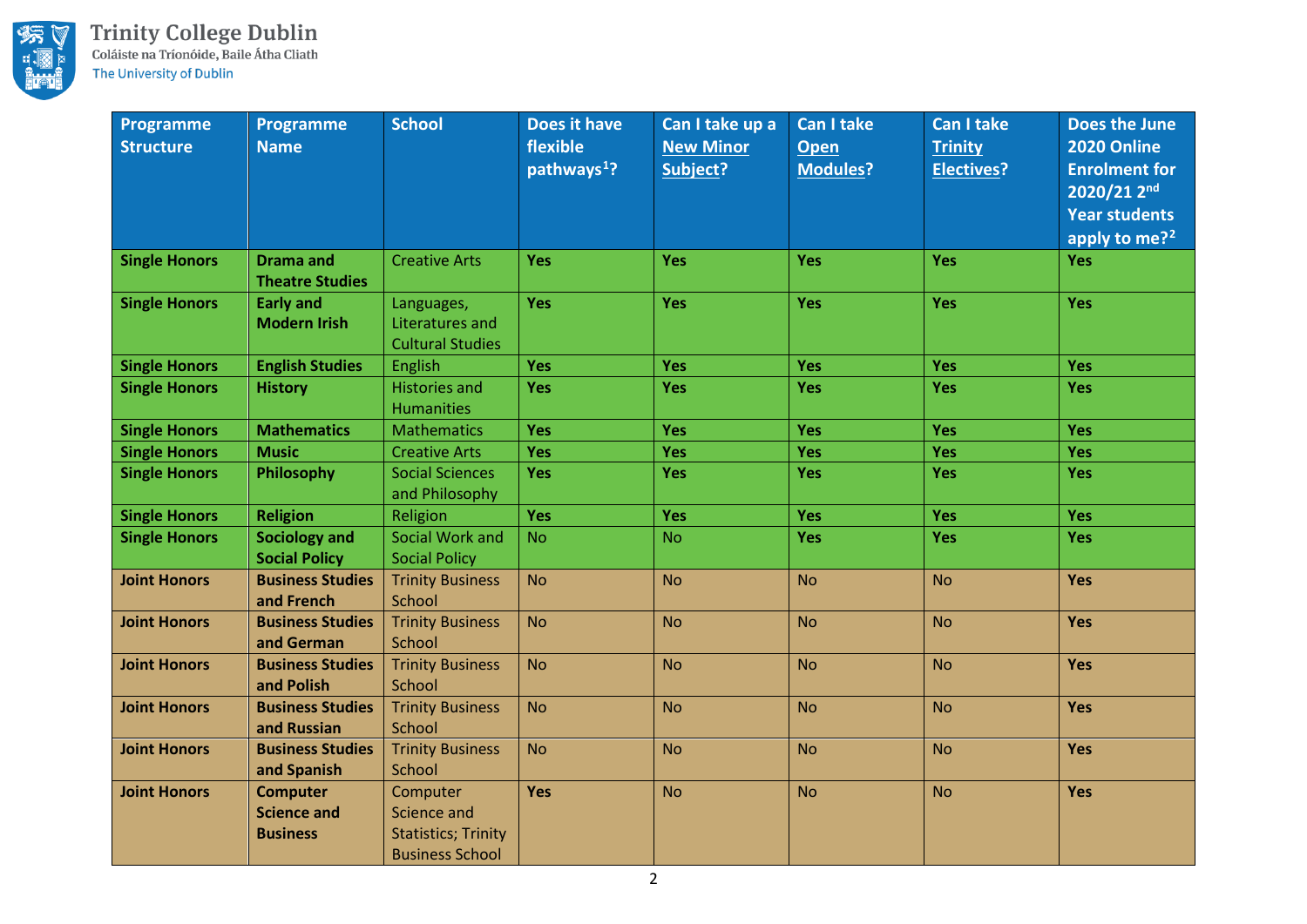| Programme Structure | Programme Name | School | Does it have flexible pathways[1]? | Can I take up a New Minor Subject? | Can I take Open Modules? | Can I take Trinity Electives? | Does the June 2020 Online Enrolment for 2020/21 2nd Year students apply to me?[2] |
|---|---|---|---|---|---|---|---|
| **Single Honors** | **Drama and Theatre Studies** | Creative Arts | **Yes** | **Yes** | **Yes** | **Yes** | **Yes** |
| **Single Honors** | **Early and Modern Irish** | Languages, Literatures and Cultural Studies | **Yes** | **Yes** | **Yes** | **Yes** | **Yes** |
| **Single Honors** | **English Studies** | English | **Yes** | **Yes** | **Yes** | **Yes** | **Yes** |
| **Single Honors** | **History** | Histories and Humanities | **Yes** | **Yes** | **Yes** | **Yes** | **Yes** |
| **Single Honors** | **Mathematics** | Mathematics | **Yes** | **Yes** | **Yes** | **Yes** | **Yes** |
| **Single Honors** | **Music** | Creative Arts | **Yes** | **Yes** | **Yes** | **Yes** | **Yes** |
| **Single Honors** | **Philosophy** | Social Sciences and Philosophy | **Yes** | **Yes** | **Yes** | **Yes** | **Yes** |
| **Single Honors** | **Religion** | Religion | **Yes** | **Yes** | **Yes** | **Yes** | **Yes** |
| **Single Honors** | **Sociology and Social Policy** | Social Work and Social Policy | No | No | **Yes** | **Yes** | **Yes** |
| **Joint Honors** | **Business Studies and French** | Trinity Business School | No | No | No | No | **Yes** |
| **Joint Honors** | **Business Studies and German** | Trinity Business School | No | No | No | No | **Yes** |
| **Joint Honors** | **Business Studies and Polish** | Trinity Business School | No | No | No | No | **Yes** |
| **Joint Honors** | **Business Studies and Russian** | Trinity Business School | No | No | No | No | **Yes** |
| **Joint Honors** | **Business Studies and Spanish** | Trinity Business School | No | No | No | No | **Yes** |
| **Joint Honors** | **Computer Science and Business** | Computer Science and Statistics; Trinity Business School | **Yes** | No | No | No | **Yes** |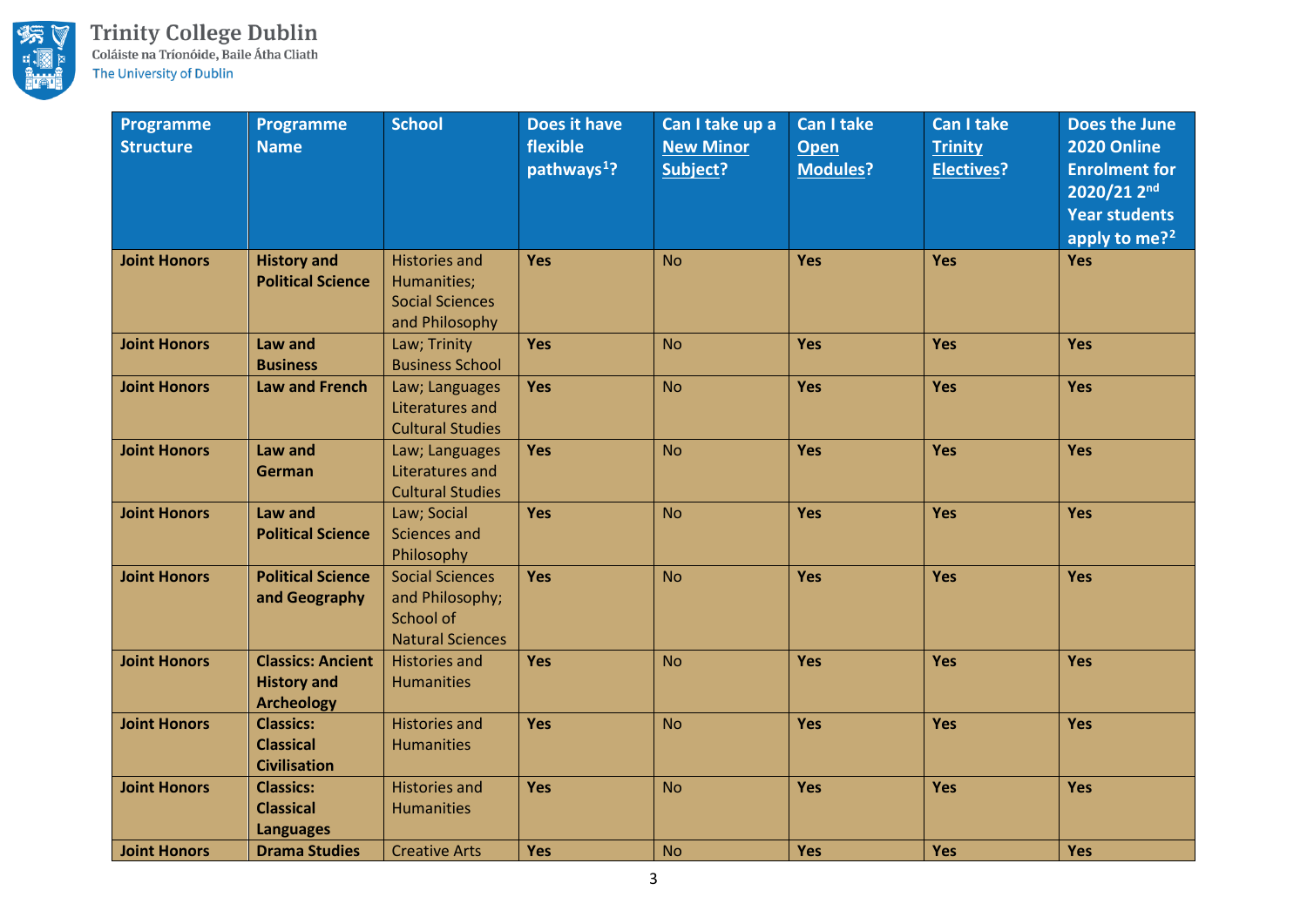| Programme Structure | Programme Name | School | Does it have flexible pathways[1]? | Can I take up a New Minor Subject? | Can I take Open Modules? | Can I take Trinity Electives? | Does the June 2020 Online Enrolment for 2020/21 2nd Year students apply to me?[2] |
|---|---|---|---|---|---|---|---|
| **Joint Honors** | **History and Political Science** | Histories and Humanities; Social Sciences and Philosophy | **Yes** | No | **Yes** | **Yes** | **Yes** |
| **Joint Honors** | **Law and Business** | Law; Trinity Business School | **Yes** | No | **Yes** | **Yes** | **Yes** |
| **Joint Honors** | **Law and French** | Law; Languages Literatures and Cultural Studies | **Yes** | No | **Yes** | **Yes** | **Yes** |
| **Joint Honors** | **Law and German** | Law; Languages Literatures and Cultural Studies | **Yes** | No | **Yes** | **Yes** | **Yes** |
| **Joint Honors** | **Law and Political Science** | Law; Social Sciences and Philosophy | **Yes** | No | **Yes** | **Yes** | **Yes** |
| **Joint Honors** | **Political Science and Geography** | Social Sciences and Philosophy; School of Natural Sciences | **Yes** | No | **Yes** | **Yes** | **Yes** |
| **Joint Honors** | **Classics: Ancient History and Archeology** | Histories and Humanities | **Yes** | No | **Yes** | **Yes** | **Yes** |
| **Joint Honors** | **Classics: Classical Civilisation** | Histories and Humanities | **Yes** | No | **Yes** | **Yes** | **Yes** |
| **Joint Honors** | **Classics: Classical Languages** | Histories and Humanities | **Yes** | No | **Yes** | **Yes** | **Yes** |
| **Joint Honors** | **Drama Studies** | Creative Arts | **Yes** | No | **Yes** | **Yes** | **Yes** |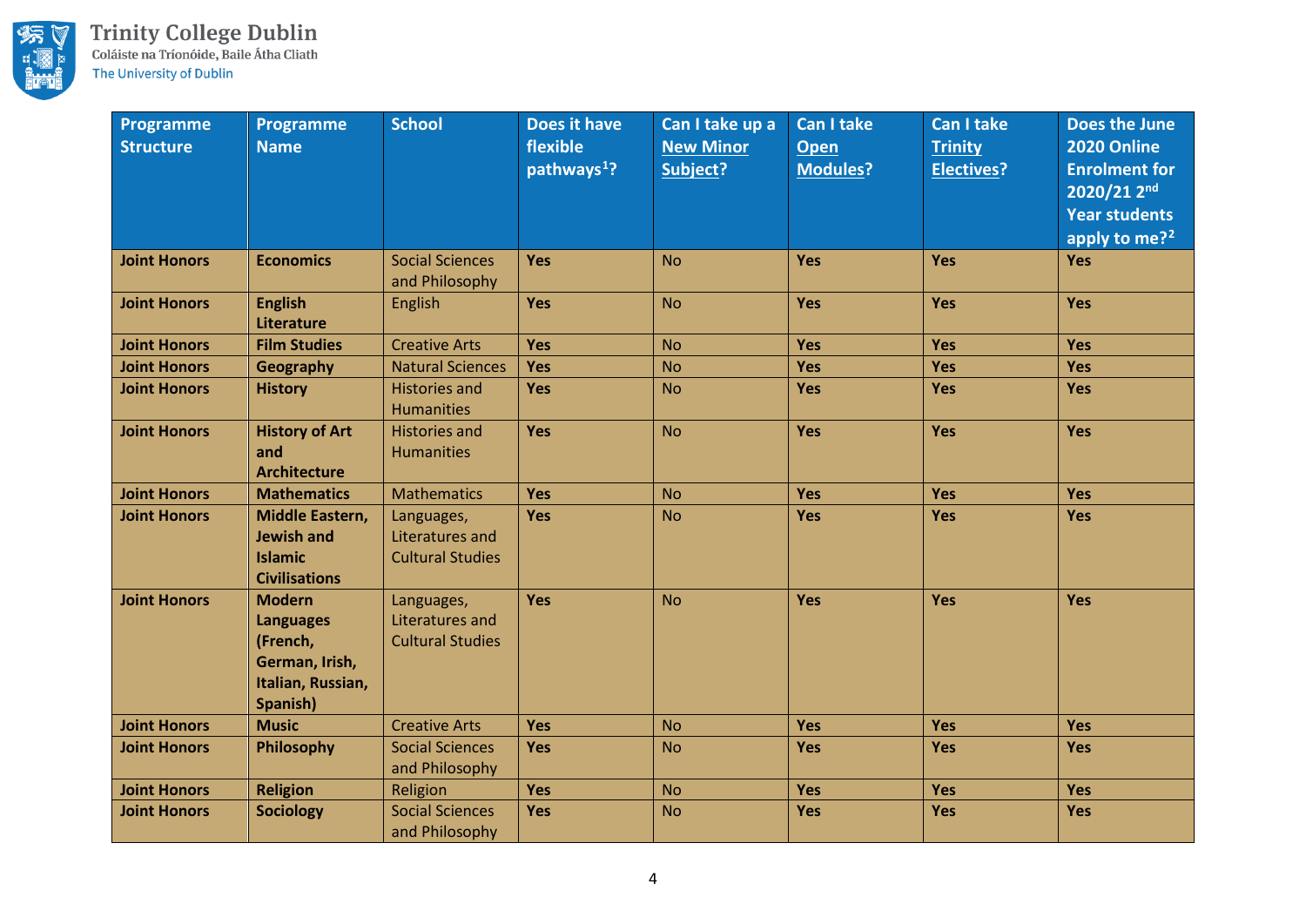| Programme Structure | Programme Name | School | Does it have flexible pathways[1]? | Can I take up a New Minor Subject? | Can I take Open Modules? | Can I take Trinity Electives? | Does the June 2020 Online Enrolment for 2020/21 2nd Year students apply to me?[2] |
|---|---|---|---|---|---|---|---|
| **Joint Honors** | **Economics** | Social Sciences and Philosophy | **Yes** | No | **Yes** | **Yes** | **Yes** |
| **Joint Honors** | **English Literature** | English | **Yes** | No | **Yes** | **Yes** | **Yes** |
| **Joint Honors** | **Film Studies** | Creative Arts | **Yes** | No | **Yes** | **Yes** | **Yes** |
| **Joint Honors** | **Geography** | Natural Sciences | **Yes** | No | **Yes** | **Yes** | **Yes** |
| **Joint Honors** | **History** | Histories and Humanities | **Yes** | No | **Yes** | **Yes** | **Yes** |
| **Joint Honors** | **History of Art and Architecture** | Histories and Humanities | **Yes** | No | **Yes** | **Yes** | **Yes** |
| **Joint Honors** | **Mathematics** | Mathematics | **Yes** | No | **Yes** | **Yes** | **Yes** |
| **Joint Honors** | **Middle Eastern, Jewish and Islamic Civilisations** | Languages, Literatures and Cultural Studies | **Yes** | No | **Yes** | **Yes** | **Yes** |
| **Joint Honors** | **Modern Languages (French, German, Irish, Italian, Russian, Spanish)** | Languages, Literatures and Cultural Studies | **Yes** | No | **Yes** | **Yes** | **Yes** |
| **Joint Honors** | **Music** | Creative Arts | **Yes** | No | **Yes** | **Yes** | **Yes** |
| **Joint Honors** | **Philosophy** | Social Sciences and Philosophy | **Yes** | No | **Yes** | **Yes** | **Yes** |
| **Joint Honors** | **Religion** | Religion | **Yes** | No | **Yes** | **Yes** | **Yes** |
| **Joint Honors** | **Sociology** | Social Sciences and Philosophy | **Yes** | No | **Yes** | **Yes** | **Yes** |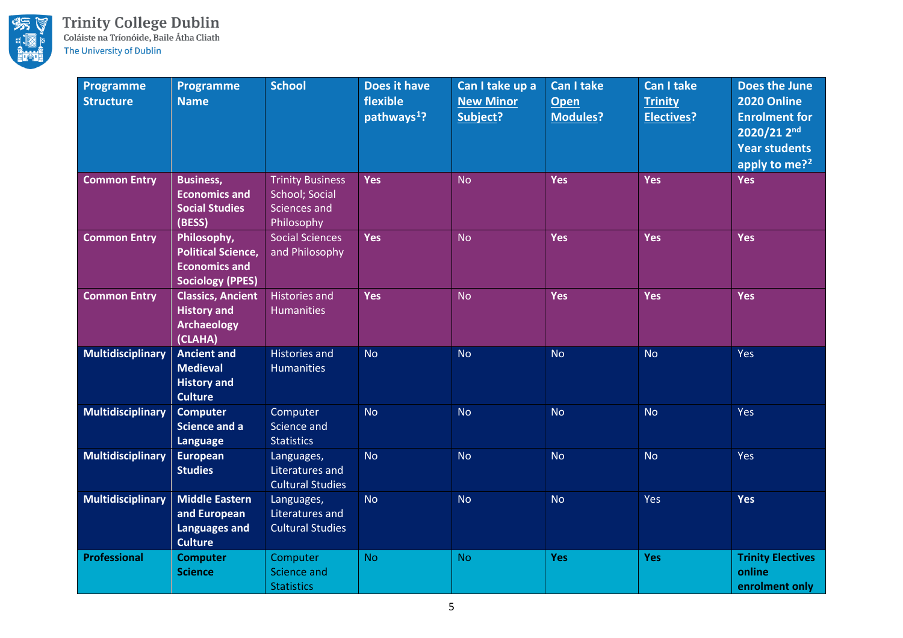| Programme Structure | Programme Name | School | Does it have flexible pathways[1]? | Can I take up a New Minor Subject? | Can I take Open Modules? | Can I take Trinity Electives? | Does the June 2020 Online Enrolment for 2020/21 2nd Year students apply to me?[2] |
|---|---|---|---|---|---|---|---|
| **Common Entry** | **Business, Economics and Social Studies (BESS)** | Trinity Business School; Social Sciences and Philosophy | **Yes** | No | **Yes** | **Yes** | **Yes** |
| **Common Entry** | **Philosophy, Political Science, Economics and Sociology (PPES)** | Social Sciences and Philosophy | **Yes** | No | **Yes** | **Yes** | **Yes** |
| **Common Entry** | **Classics, Ancient History and Archaeology (CLAHA)** | Histories and Humanities | **Yes** | No | **Yes** | **Yes** | **Yes** |
| **Multidisciplinary** | **Ancient and Medieval History and Culture** | Histories and Humanities | No | No | No | No | Yes |
| **Multidisciplinary** | **Computer Science and a Language** | Computer Science and Statistics | No | No | No | No | Yes |
| **Multidisciplinary** | **European Studies** | Languages, Literatures and Cultural Studies | No | No | No | No | Yes |
| **Multidisciplinary** | **Middle Eastern and European Languages and Culture** | Languages, Literatures and Cultural Studies | No | No | No | Yes | **Yes** |
| **Professional** | **Computer Science** | Computer Science and Statistics | No | No | **Yes** | **Yes** | **Trinity Electives online enrolment only** |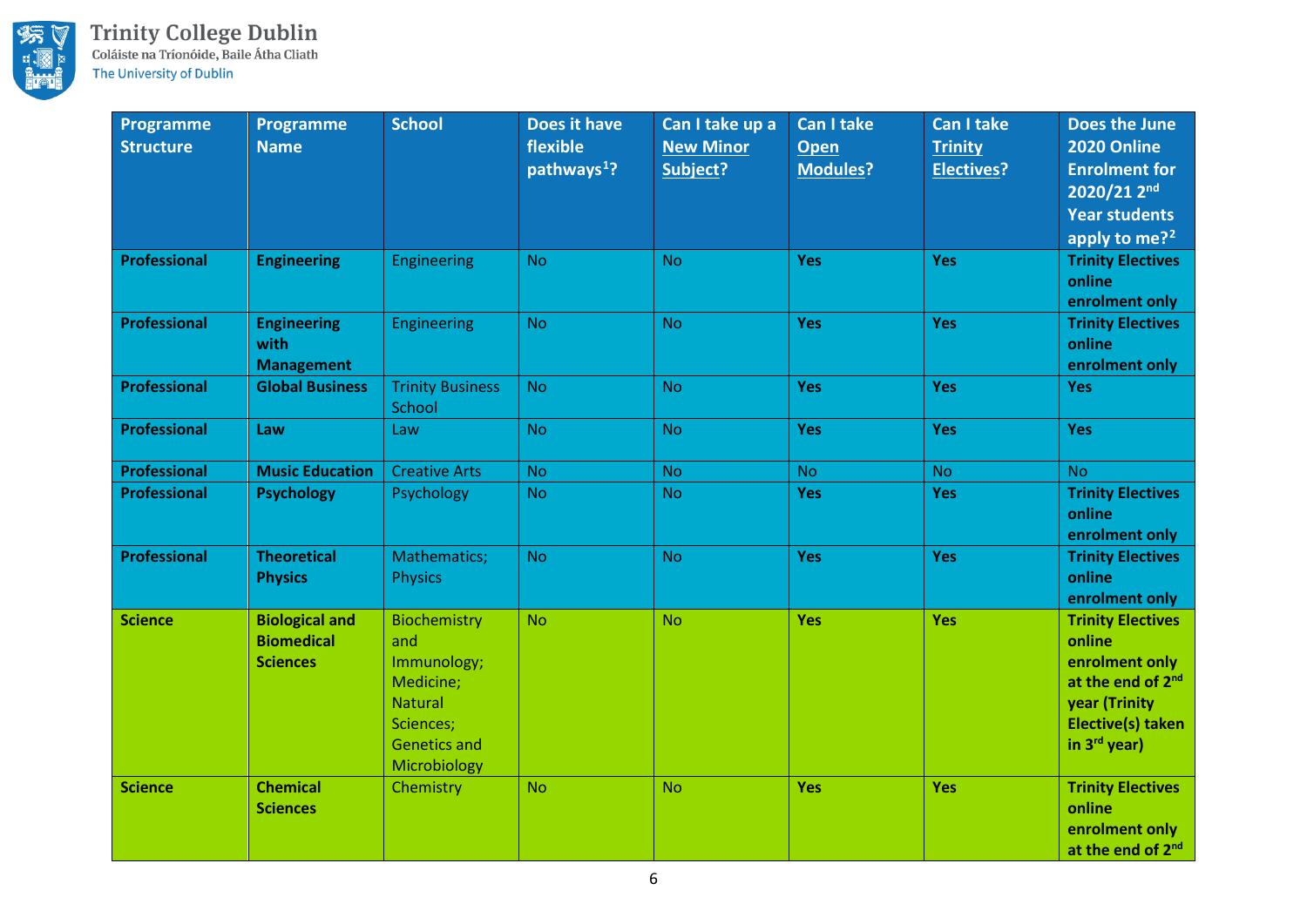| Programme Structure | Programme Name | School | Does it have flexible pathways[1]? | Can I take up a New Minor Subject? | Can I take Open Modules? | Can I take Trinity Electives? | Does the June 2020 Online Enrolment for 2020/21 2nd Year students apply to me?[2] |
|---|---|---|---|---|---|---|---|
| **Professional** | **Engineering** | Engineering | No | No | **Yes** | **Yes** | **Trinity Electives online enrolment only** |
| **Professional** | **Engineering with Management** | Engineering | No | No | **Yes** | **Yes** | **Trinity Electives online enrolment only** |
| **Professional** | **Global Business** | Trinity Business School | No | No | **Yes** | **Yes** | **Yes** |
| **Professional** | **Law** | Law | No | No | **Yes** | **Yes** | **Yes** |
| **Professional** | **Music Education** | Creative Arts | No | No | No | No | No |
| **Professional** | **Psychology** | Psychology | No | No | **Yes** | **Yes** | **Trinity Electives online enrolment only** |
| **Professional** | **Theoretical Physics** | Mathematics; Physics | No | No | **Yes** | **Yes** | **Trinity Electives online enrolment only** |
| **Science** | **Biological and Biomedical Sciences** | Biochemistry and Immunology; Medicine; Natural Sciences; Genetics and Microbiology | No | No | **Yes** | **Yes** | **Trinity Electives online enrolment only at the end of 2nd year (Trinity Elective(s) taken in 3rd year)** |
| **Science** | **Chemical Sciences** | Chemistry | No | No | **Yes** | **Yes** | **Trinity Electives online enrolment only at the end of 2nd** |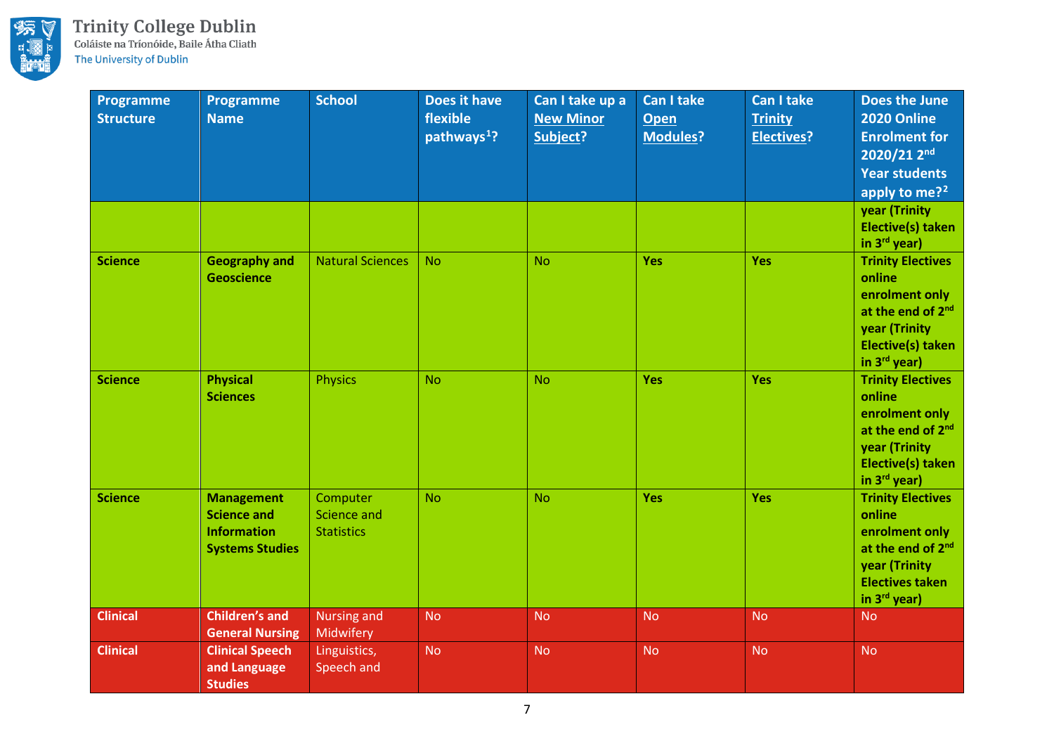| Programme Structure | Programme Name | School | Does it have flexible pathways[1]? | Can I take up a New Minor Subject? | Can I take Open Modules? | Can I take Trinity Electives? | Does the June 2020 Online Enrolment for 2020/21 2nd Year students apply to me?[2] |
|---|---|---|---|---|---|---|---|
| | | | | | | | year (Trinity Elective(s) taken in 3rd year) |
| **Science** | **Geography and Geoscience** | Natural Sciences | No | No | **Yes** | **Yes** | **Trinity Electives online enrolment only at the end of 2nd year (Trinity Elective(s) taken in 3rd year)** |
| **Science** | **Physical Sciences** | Physics | No | No | **Yes** | **Yes** | **Trinity Electives online enrolment only at the end of 2nd year (Trinity Elective(s) taken in 3rd year)** |
| **Science** | **Management Science and Information Systems Studies** | Computer Science and Statistics | No | No | **Yes** | **Yes** | **Trinity Electives online enrolment only at the end of 2nd year (Trinity Electives taken in 3rd year)** |
| **Clinical** | **Children's and General Nursing** | Nursing and Midwifery | No | No | No | No | No |
| **Clinical** | **Clinical Speech and Language Studies** | Linguistics, Speech and | No | No | No | No | No |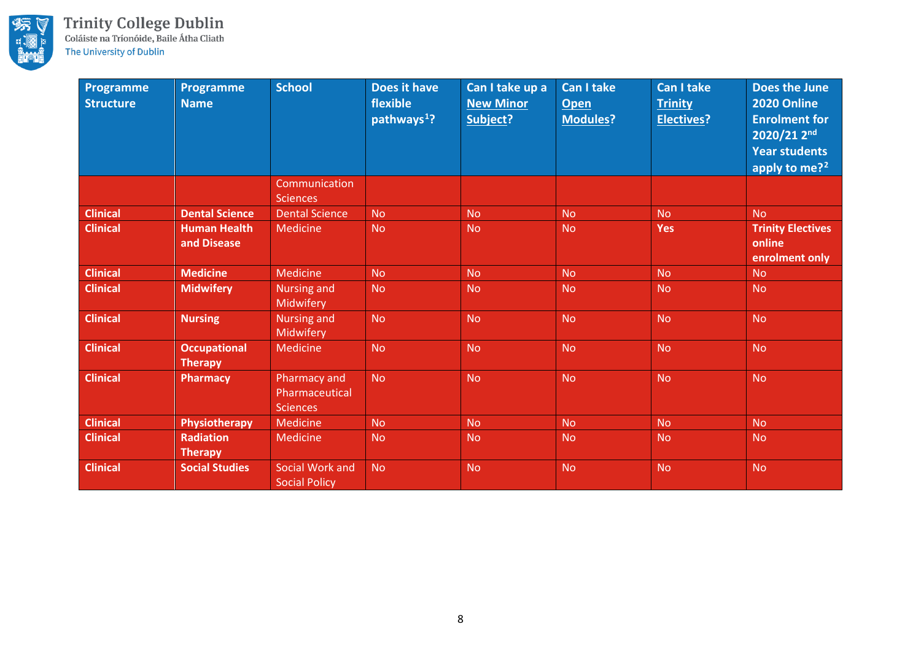| Programme Structure | Programme Name | School | Does it have flexible pathways[1]? | Can I take up a New Minor Subject? | Can I take Open Modules? | Can I take Trinity Electives? | Does the June 2020 Online Enrolment for 2020/21 2nd Year students apply to me?[2] |
|---|---|---|---|---|---|---|---|
| | | Communication Sciences | | | | | |
| **Clinical** | **Dental Science** | Dental Science | No | No | No | No | No |
| **Clinical** | **Human Health and Disease** | Medicine | No | No | No | **Yes** | **Trinity Electives online enrolment only** |
| **Clinical** | **Medicine** | Medicine | No | No | No | No | No |
| **Clinical** | **Midwifery** | Nursing and Midwifery | No | No | No | No | No |
| **Clinical** | **Nursing** | Nursing and Midwifery | No | No | No | No | No |
| **Clinical** | **Occupational Therapy** | Medicine | No | No | No | No | No |
| **Clinical** | **Pharmacy** | Pharmacy and Pharmaceutical Sciences | No | No | No | No | No |
| **Clinical** | **Physiotherapy** | Medicine | No | No | No | No | No |
| **Clinical** | **Radiation Therapy** | Medicine | No | No | No | No | No |
| **Clinical** | **Social Studies** | Social Work and Social Policy | No | No | No | No | No |